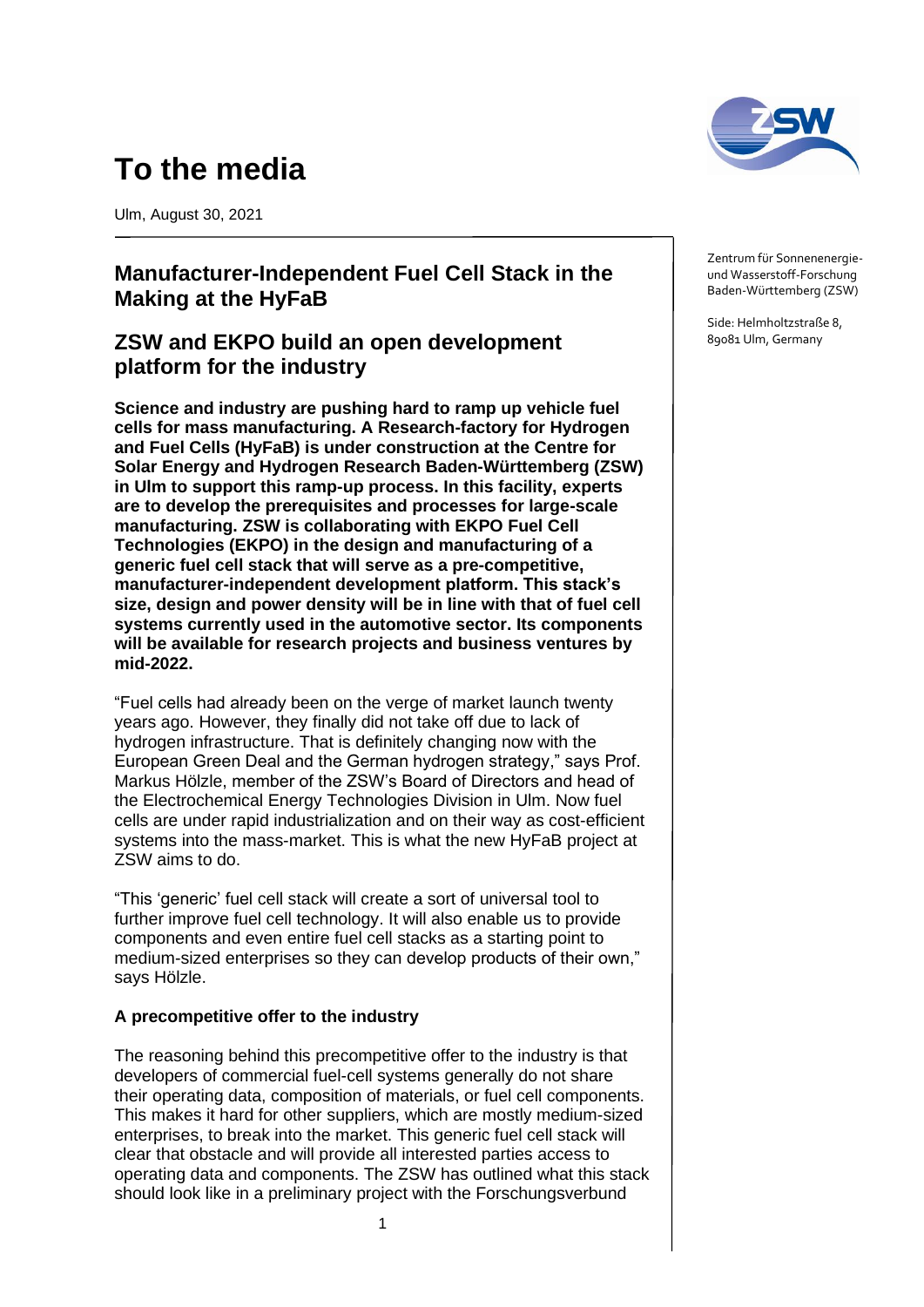# To the media

Ulm, August 30, 2021

Zentrum für Sonnenenergie- und Wasserstoff-Forschung Baden-Württemberg (ZSW)

Side: Helmholtzstraße 8, 89081 Ulm, Germany

## Manufacturer-Independent Fuel Cell Stack in the Making at the HyFaB

## ZSW and EKPO build an open development platform for the industry

**Science and industry are pushing hard to ramp up vehicle fuel cells for mass manufacturing. A Research-factory for Hydrogen and Fuel Cells (HyFaB) is under construction at the Centre for Solar Energy and Hydrogen Research Baden-Württemberg (ZSW) in Ulm to support this ramp-up process. In this facility, experts are to develop the prerequisites and processes for large-scale manufacturing. ZSW is collaborating with EKPO Fuel Cell Technologies (EKPO) in the design and manufacturing of a generic fuel cell stack that will serve as a pre-competitive, manufacturer-independent development platform. This stack's size, design and power density will be in line with that of fuel cell systems currently used in the automotive sector. Its components will be available for research projects and business ventures by mid-2022.**

"Fuel cells had already been on the verge of market launch twenty years ago. However, they finally did not take off due to lack of hydrogen infrastructure. That is definitely changing now with the European Green Deal and the German hydrogen strategy," says Prof. Markus Hölzle, member of the ZSW's Board of Directors and head of the Electrochemical Energy Technologies Division in Ulm. Now fuel cells are under rapid industrialization and on their way as cost-efficient systems into the mass-market. This is what the new HyFaB project at ZSW aims to do.

"This 'generic' fuel cell stack will create a sort of universal tool to further improve fuel cell technology. It will also enable us to provide components and even entire fuel cell stacks as a starting point to medium-sized enterprises so they can develop products of their own," says Hölzle.

### A precompetitive offer to the industry

The reasoning behind this precompetitive offer to the industry is that developers of commercial fuel-cell systems generally do not share their operating data, composition of materials, or fuel cell components. This makes it hard for other suppliers, which are mostly medium-sized enterprises, to break into the market. This generic fuel cell stack will clear that obstacle and will provide all interested parties access to operating data and components. The ZSW has outlined what this stack should look like in a preliminary project with the Forschungsverbund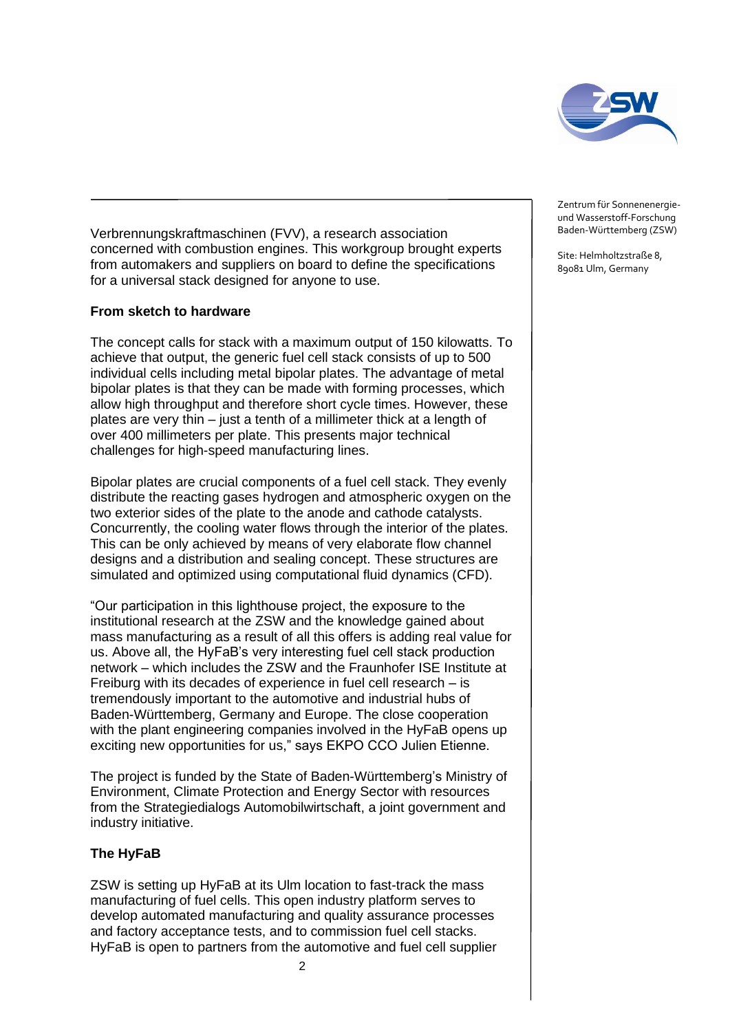Verbrennungskraftmaschinen (FVV), a research association concerned with combustion engines. This workgroup brought experts from automakers and suppliers on board to define the specifications for a universal stack designed for anyone to use.

**From sketch to hardware**

The concept calls for stack with a maximum output of 150 kilowatts. To achieve that output, the generic fuel cell stack consists of up to 500 individual cells including metal bipolar plates. The advantage of metal bipolar plates is that they can be made with forming processes, which allow high throughput and therefore short cycle times. However, these plates are very thin – just a tenth of a millimeter thick at a length of over 400 millimeters per plate. This presents major technical challenges for high-speed manufacturing lines.

Bipolar plates are crucial components of a fuel cell stack. They evenly distribute the reacting gases hydrogen and atmospheric oxygen on the two exterior sides of the plate to the anode and cathode catalysts. Concurrently, the cooling water flows through the interior of the plates. This can be only achieved by means of very elaborate flow channel designs and a distribution and sealing concept. These structures are simulated and optimized using computational fluid dynamics (CFD).

“Our participation in this lighthouse project, the exposure to the institutional research at the ZSW and the knowledge gained about mass manufacturing as a result of all this offers is adding real value for us. Above all, the HyFaB’s very interesting fuel cell stack production network – which includes the ZSW and the Fraunhofer ISE Institute at Freiburg with its decades of experience in fuel cell research – is tremendously important to the automotive and industrial hubs of Baden-Württemberg, Germany and Europe. The close cooperation with the plant engineering companies involved in the HyFaB opens up exciting new opportunities for us,” says EKPO CCO Julien Etienne.

The project is funded by the State of Baden-Württemberg’s Ministry of Environment, Climate Protection and Energy Sector with resources from the Strategiedialogs Automobilwirtschaft, a joint government and industry initiative.

**The HyFaB**

ZSW is setting up HyFaB at its Ulm location to fast-track the mass manufacturing of fuel cells. This open industry platform serves to develop automated manufacturing and quality assurance processes and factory acceptance tests, and to commission fuel cell stacks. HyFaB is open to partners from the automotive and fuel cell supplier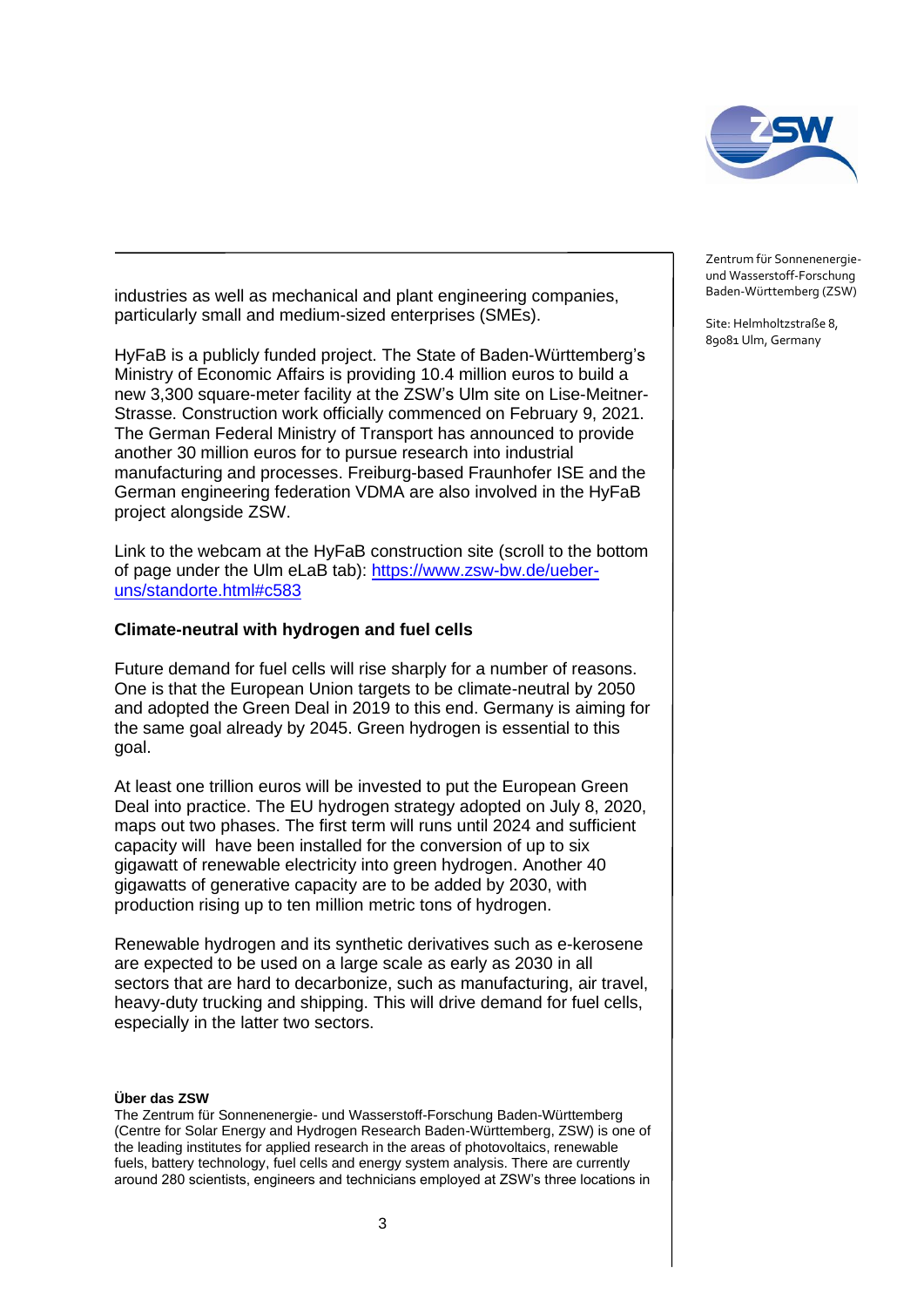industries as well as mechanical and plant engineering companies, particularly small and medium-sized enterprises (SMEs).

HyFaB is a publicly funded project. The State of Baden-Württemberg's Ministry of Economic Affairs is providing 10.4 million euros to build a new 3,300 square-meter facility at the ZSW's Ulm site on Lise-Meitner-Strasse. Construction work officially commenced on February 9, 2021. The German Federal Ministry of Transport has announced to provide another 30 million euros for to pursue research into industrial manufacturing and processes. Freiburg-based Fraunhofer ISE and the German engineering federation VDMA are also involved in the HyFaB project alongside ZSW.

Link to the webcam at the HyFaB construction site (scroll to the bottom of page under the Ulm eLaB tab): [https://www.zsw-bw.de/ueber-uns/standorte.html#c583](https://www.zsw-bw.de/ueber-uns/standorte.html#c583)

### Climate-neutral with hydrogen and fuel cells

Future demand for fuel cells will rise sharply for a number of reasons. One is that the European Union targets to be climate-neutral by 2050 and adopted the Green Deal in 2019 to this end. Germany is aiming for the same goal already by 2045. Green hydrogen is essential to this goal.

At least one trillion euros will be invested to put the European Green Deal into practice. The EU hydrogen strategy adopted on July 8, 2020, maps out two phases. The first term will runs until 2024 and sufficient capacity will have been installed for the conversion of up to six gigawatt of renewable electricity into green hydrogen. Another 40 gigawatts of generative capacity are to be added by 2030, with production rising up to ten million metric tons of hydrogen.

Renewable hydrogen and its synthetic derivatives such as e-kerosene are expected to be used on a large scale as early as 2030 in all sectors that are hard to decarbonize, such as manufacturing, air travel, heavy-duty trucking and shipping. This will drive demand for fuel cells, especially in the latter two sectors.

**Über das ZSW**

The Zentrum für Sonnenenergie- und Wasserstoff-Forschung Baden-Württemberg (Centre for Solar Energy and Hydrogen Research Baden-Württemberg, ZSW) is one of the leading institutes for applied research in the areas of photovoltaics, renewable fuels, battery technology, fuel cells and energy system analysis. There are currently around 280 scientists, engineers and technicians employed at ZSW's three locations in

Zentrum für Sonnenenergie- und Wasserstoff-Forschung Baden-Württemberg (ZSW)

Site: Helmholtzstraße 8, 89081 Ulm, Germany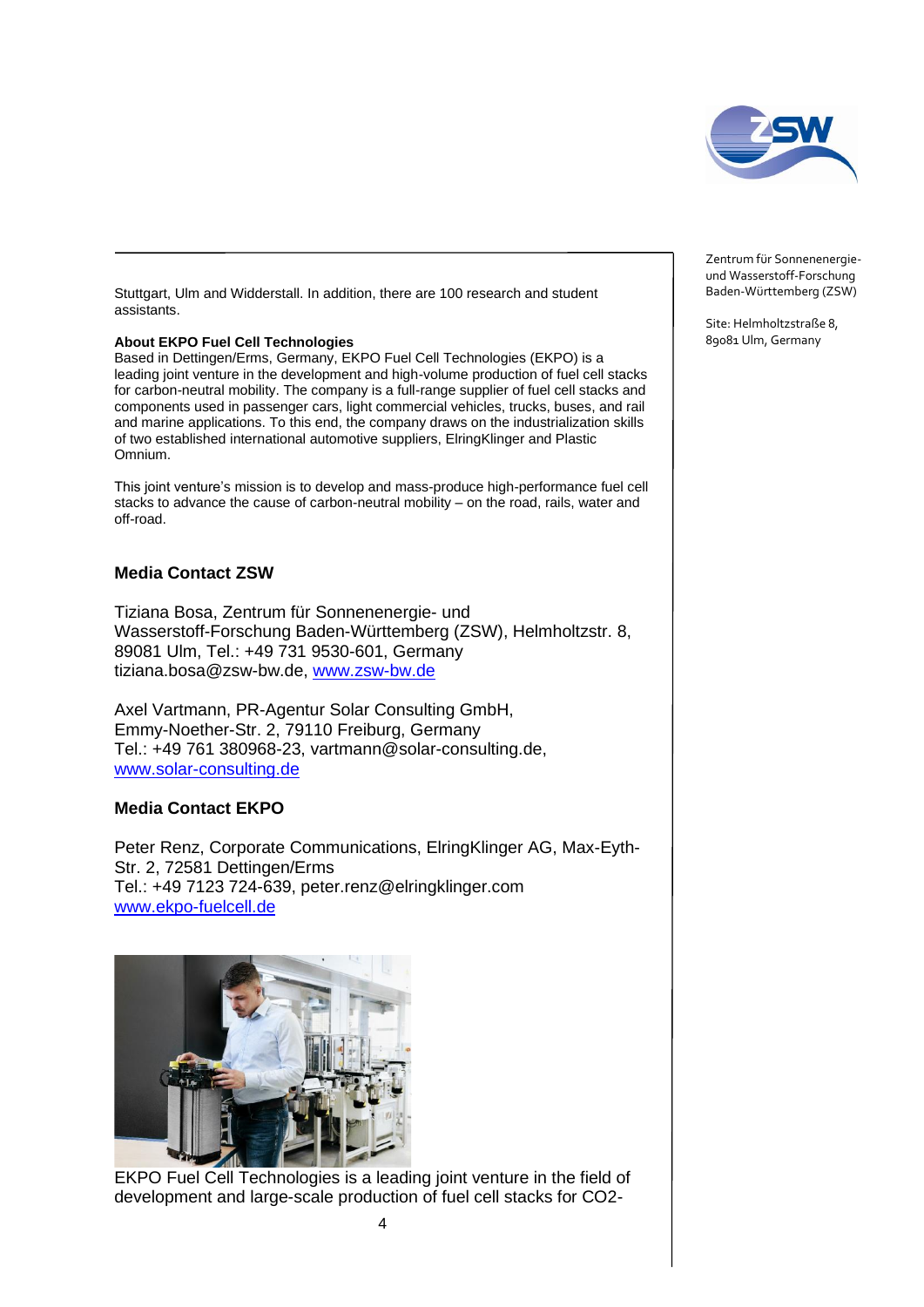Zentrum für Sonnenenergie- und Wasserstoff-Forschung Baden-Württemberg (ZSW)

Site: Helmholtzstraße 8, 89081 Ulm, Germany

Stuttgart, Ulm and Widderstall. In addition, there are 100 research and student assistants.

**About EKPO Fuel Cell Technologies**

Based in Dettingen/Erms, Germany, EKPO Fuel Cell Technologies (EKPO) is a leading joint venture in the development and high-volume production of fuel cell stacks for carbon-neutral mobility. The company is a full-range supplier of fuel cell stacks and components used in passenger cars, light commercial vehicles, trucks, buses, and rail and marine applications. To this end, the company draws on the industrialization skills of two established international automotive suppliers, ElringKlinger and Plastic Omnium.

This joint venture's mission is to develop and mass-produce high-performance fuel cell stacks to advance the cause of carbon-neutral mobility – on the road, rails, water and off-road.

### Media Contact ZSW

Tiziana Bosa, Zentrum für Sonnenenergie- und Wasserstoff-Forschung Baden-Württemberg (ZSW), Helmholtzstr. 8, 89081 Ulm, Tel.: +49 731 9530-601, Germany
tiziana.bosa@zsw-bw.de, www.zsw-bw.de

Axel Vartmann, PR-Agentur Solar Consulting GmbH, Emmy-Noether-Str. 2, 79110 Freiburg, Germany
Tel.: +49 761 380968-23, vartmann@solar-consulting.de, www.solar-consulting.de

### Media Contact EKPO

Peter Renz, Corporate Communications, ElringKlinger AG, Max-Eyth-Str. 2, 72581 Dettingen/Erms
Tel.: +49 7123 724-639, peter.renz@elringklinger.com
www.ekpo-fuelcell.de

EKPO Fuel Cell Technologies is a leading joint venture in the field of development and large-scale production of fuel cell stacks for CO2-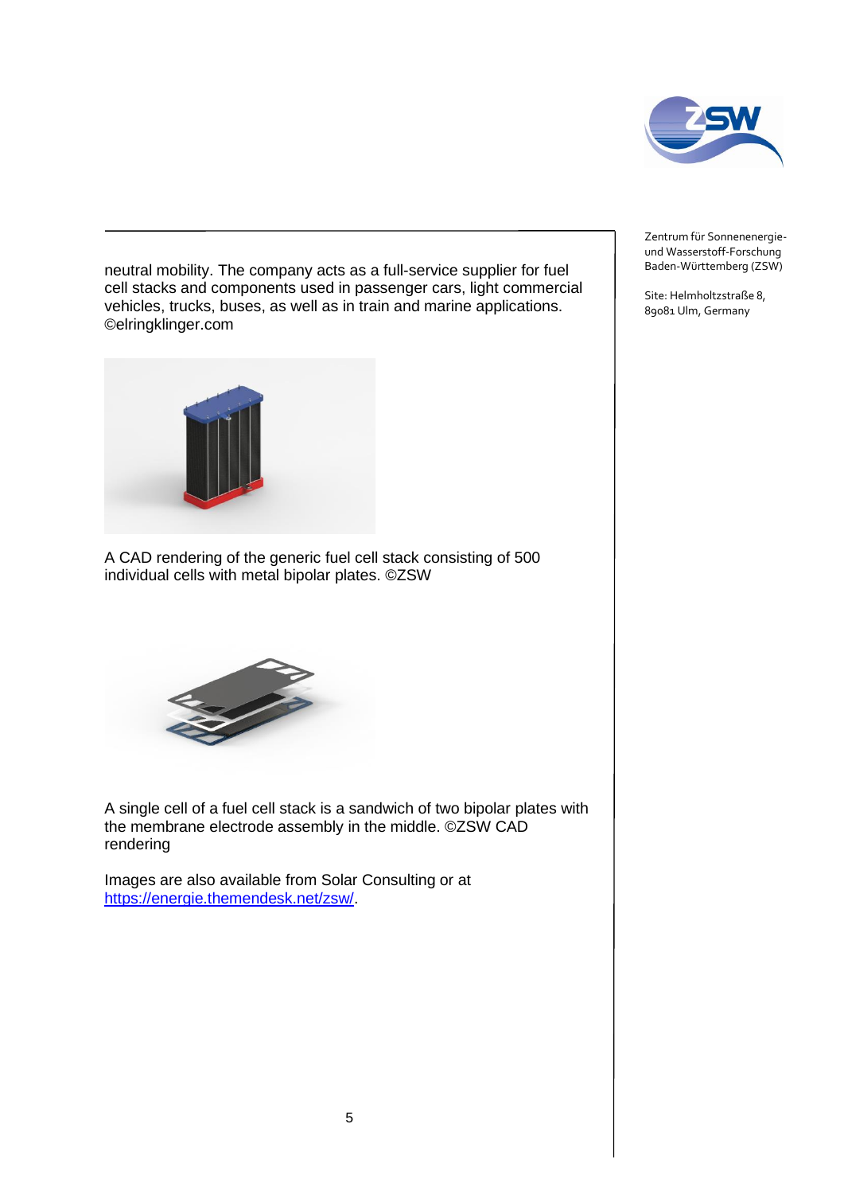neutral mobility. The company acts as a full-service supplier for fuel cell stacks and components used in passenger cars, light commercial vehicles, trucks, buses, as well as in train and marine applications. ©elringklinger.com

A CAD rendering of the generic fuel cell stack consisting of 500 individual cells with metal bipolar plates. ©ZSW

A single cell of a fuel cell stack is a sandwich of two bipolar plates with the membrane electrode assembly in the middle. ©ZSW CAD rendering

Images are also available from Solar Consulting or at https://energie.themendesk.net/zsw/.

Zentrum für Sonnenenergie- und Wasserstoff-Forschung Baden-Württemberg (ZSW)

Site: Helmholtzstraße 8, 89081 Ulm, Germany